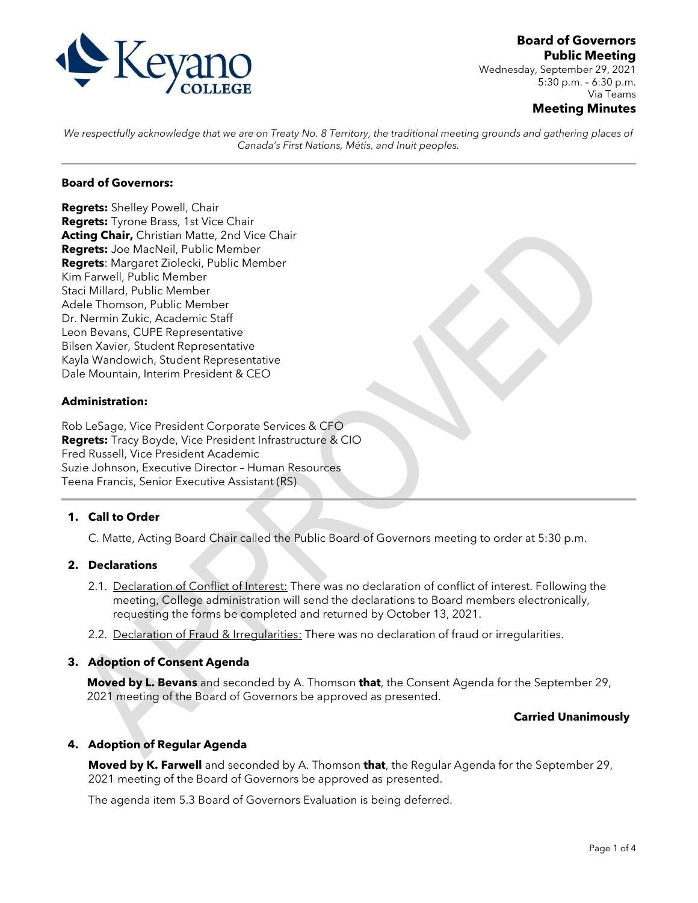# Board of Governors Public Meeting

Wednesday, September 29, 2021
5:30 p.m. – 6:30 p.m.
Via Teams

## Meeting Minutes

*We respectfully acknowledge that we are on Treaty No. 8 Territory, the traditional meeting grounds and gathering places of Canada's First Nations, Métis, and Inuit peoples.*

---

**Board of Governors:**

**Regrets:** Shelley Powell, Chair
**Regrets:** Tyrone Brass, 1st Vice Chair
**Acting Chair,** Christian Matte, 2nd Vice Chair
**Regrets:** Joe MacNeil, Public Member
**Regrets**: Margaret Ziolecki, Public Member
Kim Farwell, Public Member
Staci Millard, Public Member
Adele Thomson, Public Member
Dr. Nermin Zukic, Academic Staff
Leon Bevans, CUPE Representative
Bilsen Xavier, Student Representative
Kayla Wandowich, Student Representative
Dale Mountain, Interim President & CEO

**Administration:**

Rob LeSage, Vice President Corporate Services & CFO
**Regrets:** Tracy Boyde, Vice President Infrastructure & CIO
Fred Russell, Vice President Academic
Suzie Johnson, Executive Director – Human Resources
Teena Francis, Senior Executive Assistant (RS)

---

### 1. Call to Order

C. Matte, Acting Board Chair called the Public Board of Governors meeting to order at 5:30 p.m.

### 2. Declarations

2.1. Declaration of Conflict of Interest: There was no declaration of conflict of interest. Following the meeting, College administration will send the declarations to Board members electronically, requesting the forms be completed and returned by October 13, 2021.

2.2. Declaration of Fraud & Irregularities: There was no declaration of fraud or irregularities.

### 3. Adoption of Consent Agenda

**Moved by L. Bevans** and seconded by A. Thomson **that**, the Consent Agenda for the September 29, 2021 meeting of the Board of Governors be approved as presented.

**Carried Unanimously**

### 4. Adoption of Regular Agenda

**Moved by K. Farwell** and seconded by A. Thomson **that**, the Regular Agenda for the September 29, 2021 meeting of the Board of Governors be approved as presented.

The agenda item 5.3 Board of Governors Evaluation is being deferred.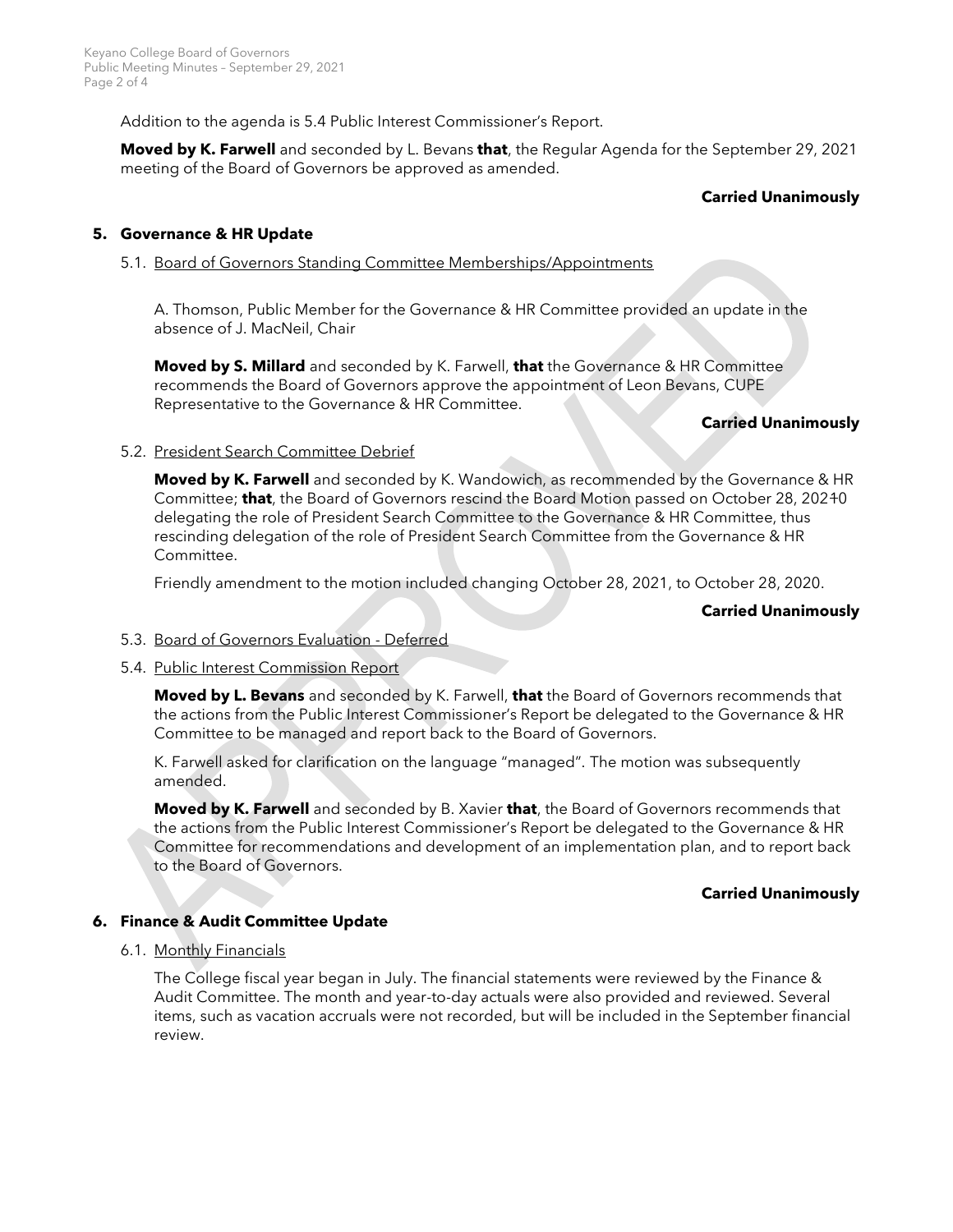Addition to the agenda is 5.4 Public Interest Commissioner's Report.

**Moved by K. Farwell** and seconded by L. Bevans **that**, the Regular Agenda for the September 29, 2021 meeting of the Board of Governors be approved as amended.

**Carried Unanimously**

## 5. Governance & HR Update

### 5.1. Board of Governors Standing Committee Memberships/Appointments

A. Thomson, Public Member for the Governance & HR Committee provided an update in the absence of J. MacNeil, Chair

**Moved by S. Millard** and seconded by K. Farwell, **that** the Governance & HR Committee recommends the Board of Governors approve the appointment of Leon Bevans, CUPE Representative to the Governance & HR Committee.

**Carried Unanimously**

### 5.2. President Search Committee Debrief

**Moved by K. Farwell** and seconded by K. Wandowich, as recommended by the Governance & HR Committee; **that**, the Board of Governors rescind the Board Motion passed on October 28, 2021~~1~~0 delegating the role of President Search Committee to the Governance & HR Committee, thus rescinding delegation of the role of President Search Committee from the Governance & HR Committee.

Friendly amendment to the motion included changing October 28, 2021, to October 28, 2020.

**Carried Unanimously**

### 5.3. Board of Governors Evaluation - Deferred

### 5.4. Public Interest Commission Report

**Moved by L. Bevans** and seconded by K. Farwell, **that** the Board of Governors recommends that the actions from the Public Interest Commissioner's Report be delegated to the Governance & HR Committee to be managed and report back to the Board of Governors.

K. Farwell asked for clarification on the language "managed". The motion was subsequently amended.

**Moved by K. Farwell** and seconded by B. Xavier **that**, the Board of Governors recommends that the actions from the Public Interest Commissioner's Report be delegated to the Governance & HR Committee for recommendations and development of an implementation plan, and to report back to the Board of Governors.

**Carried Unanimously**

## 6. Finance & Audit Committee Update

### 6.1. Monthly Financials

The College fiscal year began in July. The financial statements were reviewed by the Finance & Audit Committee. The month and year-to-day actuals were also provided and reviewed. Several items, such as vacation accruals were not recorded, but will be included in the September financial review.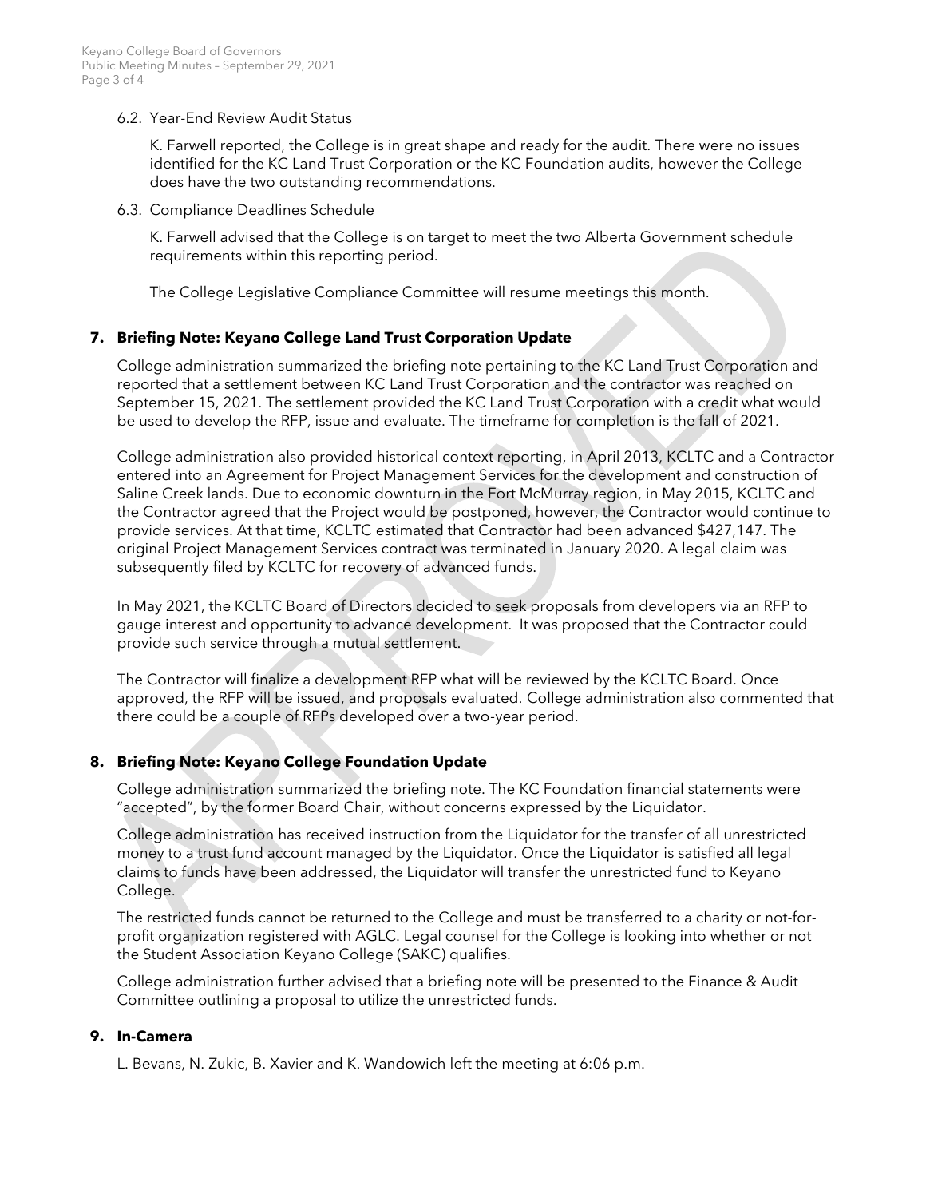6.2. Year-End Review Audit Status

K. Farwell reported, the College is in great shape and ready for the audit. There were no issues identified for the KC Land Trust Corporation or the KC Foundation audits, however the College does have the two outstanding recommendations.

6.3. Compliance Deadlines Schedule

K. Farwell advised that the College is on target to meet the two Alberta Government schedule requirements within this reporting period.

The College Legislative Compliance Committee will resume meetings this month.

## 7. Briefing Note: Keyano College Land Trust Corporation Update

College administration summarized the briefing note pertaining to the KC Land Trust Corporation and reported that a settlement between KC Land Trust Corporation and the contractor was reached on September 15, 2021. The settlement provided the KC Land Trust Corporation with a credit what would be used to develop the RFP, issue and evaluate. The timeframe for completion is the fall of 2021.

College administration also provided historical context reporting, in April 2013, KCLTC and a Contractor entered into an Agreement for Project Management Services for the development and construction of Saline Creek lands. Due to economic downturn in the Fort McMurray region, in May 2015, KCLTC and the Contractor agreed that the Project would be postponed, however, the Contractor would continue to provide services. At that time, KCLTC estimated that Contractor had been advanced $427,147. The original Project Management Services contract was terminated in January 2020. A legal claim was subsequently filed by KCLTC for recovery of advanced funds.

In May 2021, the KCLTC Board of Directors decided to seek proposals from developers via an RFP to gauge interest and opportunity to advance development. It was proposed that the Contractor could provide such service through a mutual settlement.

The Contractor will finalize a development RFP what will be reviewed by the KCLTC Board. Once approved, the RFP will be issued, and proposals evaluated. College administration also commented that there could be a couple of RFPs developed over a two-year period.

## 8. Briefing Note: Keyano College Foundation Update

College administration summarized the briefing note. The KC Foundation financial statements were "accepted", by the former Board Chair, without concerns expressed by the Liquidator.

College administration has received instruction from the Liquidator for the transfer of all unrestricted money to a trust fund account managed by the Liquidator. Once the Liquidator is satisfied all legal claims to funds have been addressed, the Liquidator will transfer the unrestricted fund to Keyano College.

The restricted funds cannot be returned to the College and must be transferred to a charity or not-for-profit organization registered with AGLC. Legal counsel for the College is looking into whether or not the Student Association Keyano College (SAKC) qualifies.

College administration further advised that a briefing note will be presented to the Finance & Audit Committee outlining a proposal to utilize the unrestricted funds.

## 9. In-Camera

L. Bevans, N. Zukic, B. Xavier and K. Wandowich left the meeting at 6:06 p.m.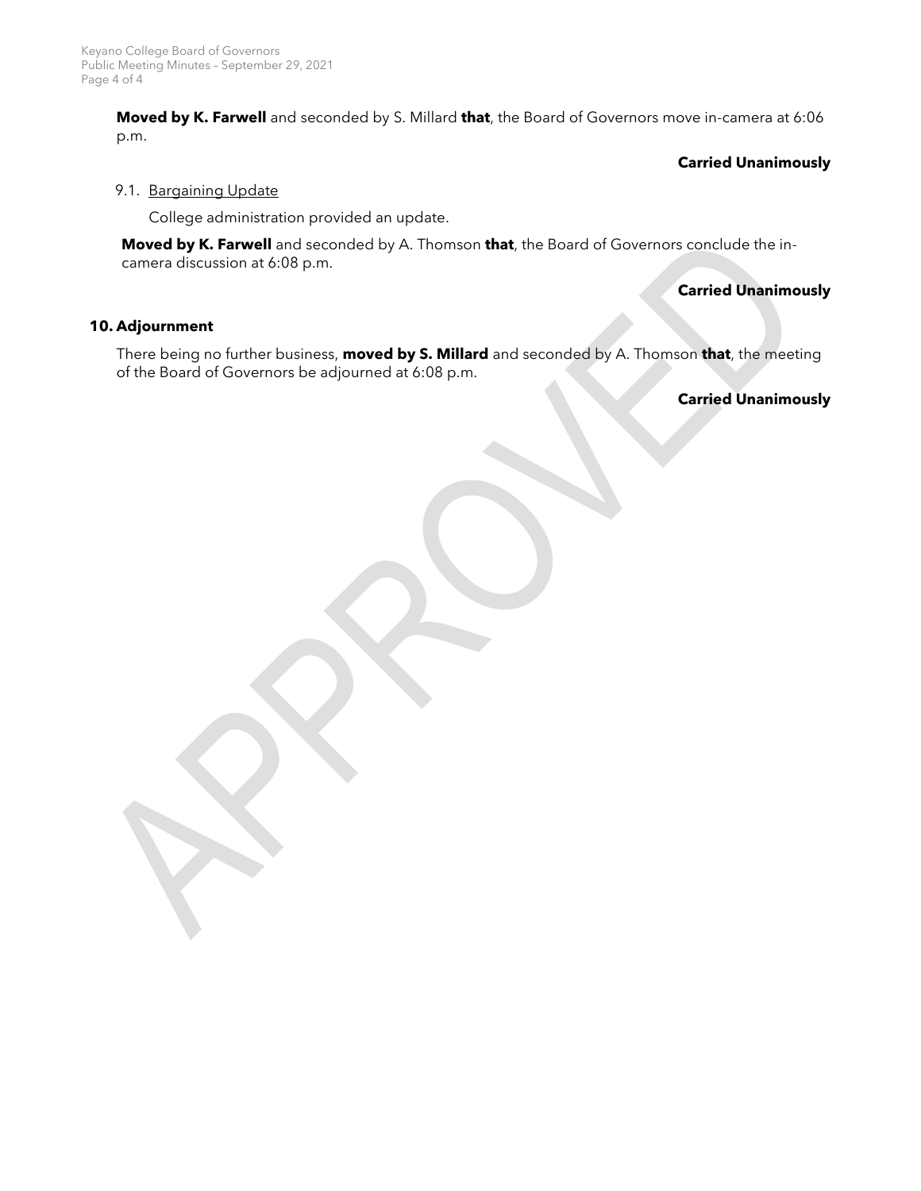**Moved by K. Farwell** and seconded by S. Millard **that**, the Board of Governors move in-camera at 6:06 p.m.

**Carried Unanimously**

9.1. Bargaining Update

College administration provided an update.

**Moved by K. Farwell** and seconded by A. Thomson **that**, the Board of Governors conclude the in-camera discussion at 6:08 p.m.

**Carried Unanimously**

## 10. Adjournment

There being no further business, **moved by S. Millard** and seconded by A. Thomson **that**, the meeting of the Board of Governors be adjourned at 6:08 p.m.

**Carried Unanimously**